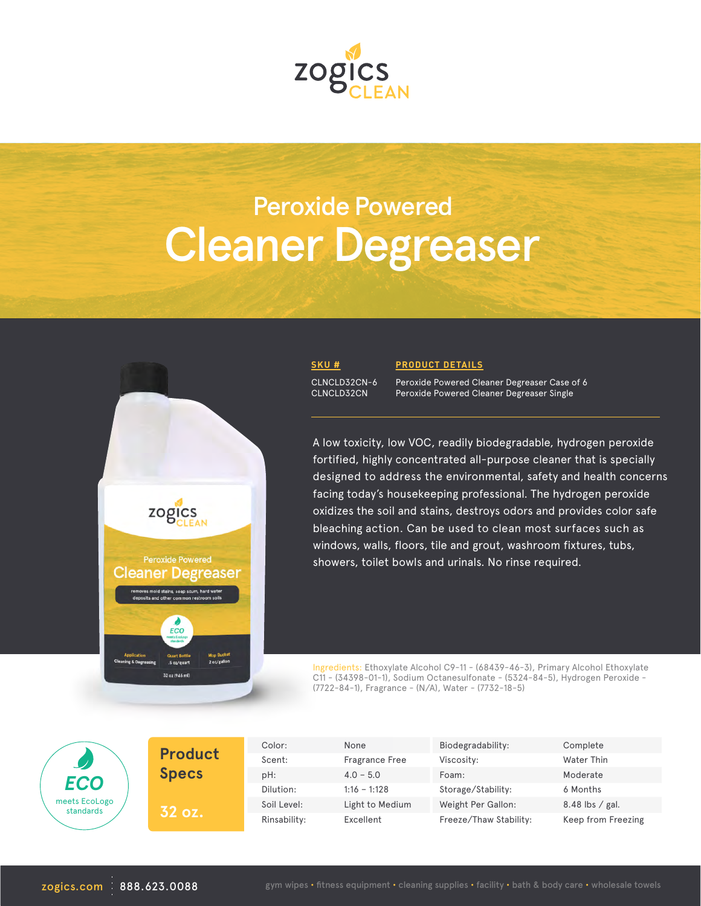zogics CLEAN

# Peroxide Powered Cleaner Degreaser

| SKU # | PRODUCT DETAILS |
| --- | --- |
| CLNCLD32CN-6 | Peroxide Powered Cleaner Degreaser Case of 6 |
| CLNCLD32CN | Peroxide Powered Cleaner Degreaser Single |

A low toxicity, low VOC, readily biodegradable, hydrogen peroxide fortified, highly concentrated all-purpose cleaner that is specially designed to address the environmental, safety and health concerns facing today's housekeeping professional. The hydrogen peroxide oxidizes the soil and stains, destroys odors and provides color safe bleaching action. Can be used to clean most surfaces such as windows, walls, floors, tile and grout, washroom fixtures, tubs, showers, toilet bowls and urinals. No rinse required.

Ingredients: Ethoxylate Alcohol C9-11 - (68439-46-3), Primary Alcohol Ethoxylate C11 - (34398-01-1), Sodium Octanesulfonate - (5324-84-5), Hydrogen Peroxide - (7722-84-1), Fragrance - (N/A), Water - (7732-18-5)

ECO meets EcoLogo standards

## Product Specs

**32 oz.**

| | | | |
| --- | --- | --- | --- |
| Color: | None | Biodegradability: | Complete |
| Scent: | Fragrance Free | Viscosity: | Water Thin |
| pH: | 4.0 – 5.0 | Foam: | Moderate |
| Dilution: | 1:16 – 1:128 | Storage/Stability: | 6 Months |
| Soil Level: | Light to Medium | Weight Per Gallon: | 8.48 lbs / gal. |
| Rinsability: | Excellent | Freeze/Thaw Stability: | Keep from Freezing |

zogics.com | 888.623.0088

gym wipes • fitness equipment • cleaning supplies • facility • bath & body care • wholesale towels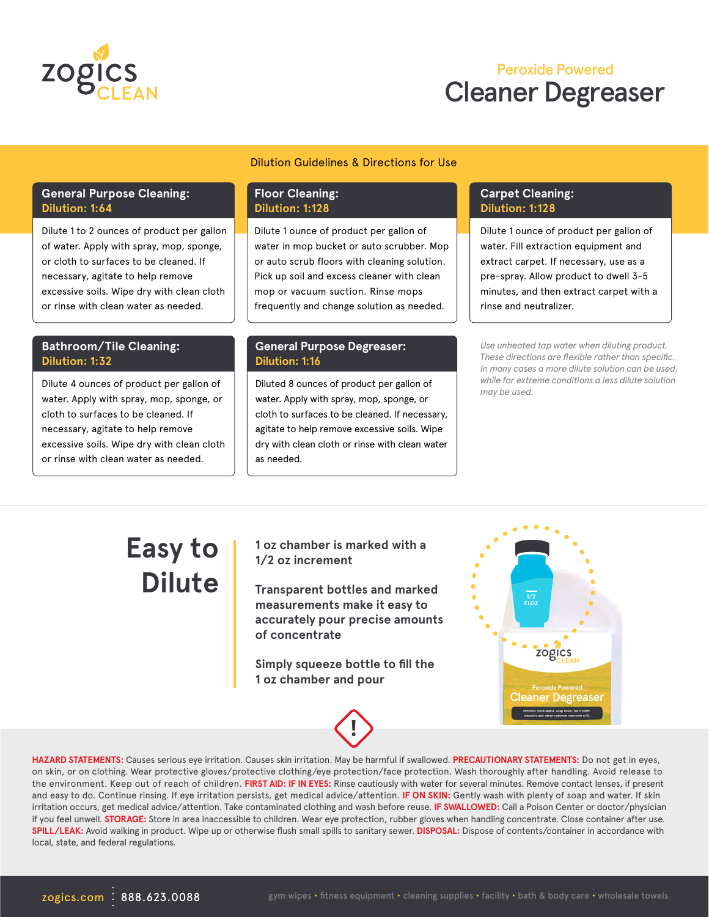zogics CLEAN

Peroxide Powered

# Cleaner Degreaser

## Dilution Guidelines & Directions for Use

### General Purpose Cleaning:
**Dilution: 1:64**

Dilute 1 to 2 ounces of product per gallon of water. Apply with spray, mop, sponge, or cloth to surfaces to be cleaned. If necessary, agitate to help remove excessive soils. Wipe dry with clean cloth or rinse with clean water as needed.

### Floor Cleaning:
**Dilution: 1:128**

Dilute 1 ounce of product per gallon of water in mop bucket or auto scrubber. Mop or auto scrub floors with cleaning solution. Pick up soil and excess cleaner with clean mop or vacuum suction. Rinse mops frequently and change solution as needed.

### Carpet Cleaning:
**Dilution: 1:128**

Dilute 1 ounce of product per gallon of water. Fill extraction equipment and extract carpet. If necessary, use as a pre-spray. Allow product to dwell 3-5 minutes, and then extract carpet with a rinse and neutralizer.

### Bathroom/Tile Cleaning:
**Dilution: 1:32**

Dilute 4 ounces of product per gallon of water. Apply with spray, mop, sponge, or cloth to surfaces to be cleaned. If necessary, agitate to help remove excessive soils. Wipe dry with clean cloth or rinse with clean water as needed.

### General Purpose Degreaser:
**Dilution: 1:16**

Diluted 8 ounces of product per gallon of water. Apply with spray, mop, sponge, or cloth to surfaces to be cleaned. If necessary, agitate to help remove excessive soils. Wipe dry with clean cloth or rinse with clean water as needed.

*Use unheated tap water when diluting product. These directions are flexible rather than specific. In many cases a more dilute solution can be used, while for extreme conditions a less dilute solution may be used.*

## Easy to Dilute

**1 oz chamber is marked with a 1/2 oz increment**

**Transparent bottles and marked measurements make it easy to accurately pour precise amounts of concentrate**

**Simply squeeze bottle to fill the 1 oz chamber and pour**

**HAZARD STATEMENTS:** Causes serious eye irritation. Causes skin irritation. May be harmful if swallowed. **PRECAUTIONARY STATEMENTS:** Do not get in eyes, on skin, or on clothing. Wear protective gloves/protective clothing/eye protection/face protection. Wash thoroughly after handling. Avoid release to the environment. Keep out of reach of children. **FIRST AID: IF IN EYES:** Rinse cautiously with water for several minutes. Remove contact lenses, if present and easy to do. Continue rinsing. If eye irritation persists, get medical advice/attention. **IF ON SKIN:** Gently wash with plenty of soap and water. If skin irritation occurs, get medical advice/attention. Take contaminated clothing and wash before reuse. **IF SWALLOWED:** Call a Poison Center or doctor/physician if you feel unwell. **STORAGE:** Store in area inaccessible to children. Wear eye protection, rubber gloves when handling concentrate. Close container after use. **SPILL/LEAK:** Avoid walking in product. Wipe up or otherwise flush small spills to sanitary sewer. **DISPOSAL:** Dispose of contents/container in accordance with local, state, and federal regulations.

zogics.com | 888.623.0088

gym wipes • fitness equipment • cleaning supplies • facility • bath & body care • wholesale towels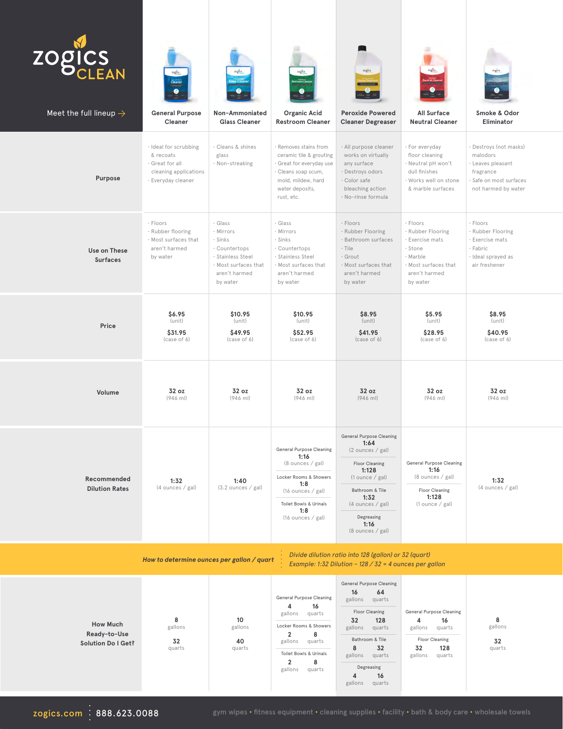# zogics CLEAN

Meet the full lineup →

| | General Purpose Cleaner | Non-Ammoniated Glass Cleaner | Organic Acid Restroom Cleaner | Peroxide Powered Cleaner Degreaser | All Surface Neutral Cleaner | Smoke & Odor Eliminator |
|---|---|---|---|---|---|---|
| **Purpose** | · Ideal for scrubbing & recoats<br>· Great for all cleaning applications<br>· Everyday cleaner | · Cleans & shines glass<br>· Non-streaking | · Removes stains from ceramic tile & grouting<br>· Great for everyday use<br>· Cleans soap scum, mold, mildew, hard water deposits, rust, etc. | · All purpose cleaner works on virtually any surface<br>· Destroys odors<br>· Color safe bleaching action<br>· No-rinse formula | · For everyday floor cleaning<br>· Neutral pH won't dull finishes<br>· Works well on stone & marble surfaces | · Destroys (not masks) malodors<br>· Leaves pleasant fragrance<br>· Safe on most surfaces not harmed by water |
| **Use on These Surfaces** | · Floors<br>· Rubber flooring<br>· Most surfaces that aren't harmed by water | · Glass<br>· Mirrors<br>· Sinks<br>· Countertops<br>· Stainless Steel<br>· Most surfaces that aren't harmed by water | · Glass<br>· Mirrors<br>· Sinks<br>· Countertops<br>· Stainless Steel<br>· Most surfaces that aren't harmed by water | · Floors<br>· Rubber Flooring<br>· Bathroom surfaces<br>· Tile<br>· Grout<br>· Most surfaces that aren't harmed by water | · Floors<br>· Rubber Flooring<br>· Exercise mats<br>· Stone<br>· Marble<br>· Most surfaces that aren't harmed by water | · Floors<br>· Rubber Flooring<br>· Exercise mats<br>· Fabric<br>· Ideal sprayed as air freshener |
| **Price** | $6.95 (unit)<br>$31.95 (case of 6) | $10.95 (unit)<br>$49.95 (case of 6) | $10.95 (unit)<br>$52.95 (case of 6) | $8.95 (unit)<br>$41.95 (case of 6) | $5.95 (unit)<br>$28.95 (case of 6) | $8.95 (unit)<br>$40.95 (case of 6) |
| **Volume** | 32 oz (946 ml) | 32 oz (946 ml) | 32 oz (946 ml) | 32 oz (946 ml) | 32 oz (946 ml) | 32 oz (946 ml) |
| **Recommended Dilution Rates** | **1:32** (4 ounces / gal) | **1:40** (3.2 ounces / gal) | General Purpose Cleaning **1:16** (8 ounces / gal)<br>Locker Rooms & Showers **1:8** (16 ounces / gal)<br>Toilet Bowls & Urinals **1:8** (16 ounces / gal) | General Purpose Cleaning **1:64** (2 ounces / gal)<br>Floor Cleaning **1:128** (1 ounce / gal)<br>Bathroom & Tile **1:32** (4 ounces / gal)<br>Degreasing **1:16** (8 ounces / gal) | General Purpose Cleaning **1:16** (8 ounces / gal)<br>Floor Cleaning **1:128** (1 ounce / gal) | **1:32** (4 ounces / gal) |

***How to determine ounces per gallon / quart*** — *Divide dilution ratio into 128 (gallon) or 32 (quart)*
*Example: 1:32 Dilution – 128 / 32 = 4 ounces per gallon*

| | General Purpose Cleaner | Non-Ammoniated Glass Cleaner | Organic Acid Restroom Cleaner | Peroxide Powered Cleaner Degreaser | All Surface Neutral Cleaner | Smoke & Odor Eliminator |
|---|---|---|---|---|---|---|
| **How Much Ready-to-Use Solution Do I Get?** | 8 gallons<br>32 quarts | 10 gallons<br>40 quarts | General Purpose Cleaning: 4 gallons, 16 quarts<br>Locker Rooms & Showers: 2 gallons, 8 quarts<br>Toilet Bowls & Urinals: 2 gallons, 8 quarts | General Purpose Cleaning: 16 gallons, 64 quarts<br>Floor Cleaning: 32 gallons, 128 quarts<br>Bathroom & Tile: 8 gallons, 32 quarts<br>Degreasing: 4 gallons, 16 quarts | General Purpose Cleaning: 4 gallons, 16 quarts<br>Floor Cleaning: 32 gallons, 128 quarts | 8 gallons<br>32 quarts |

zogics.com | 888.623.0088

gym wipes • fitness equipment • cleaning supplies • facility • bath & body care • wholesale towels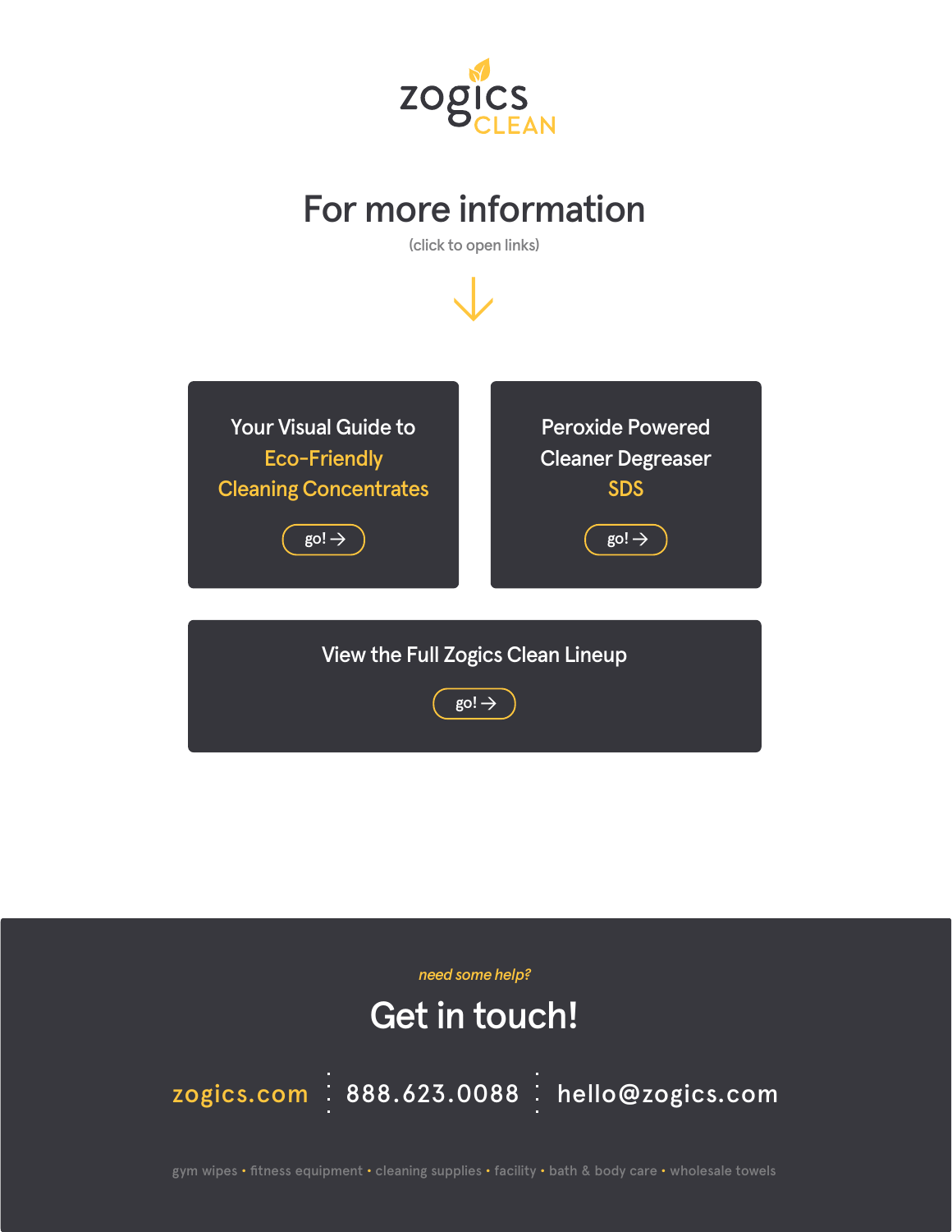zogics CLEAN

# For more information

(click to open links)

Your Visual Guide to Eco-Friendly Cleaning Concentrates

go! →

Peroxide Powered Cleaner Degreaser SDS

go! →

View the Full Zogics Clean Lineup

go! →

*need some help?*

## Get in touch!

zogics.com | 888.623.0088 | hello@zogics.com

gym wipes • fitness equipment • cleaning supplies • facility • bath & body care • wholesale towels